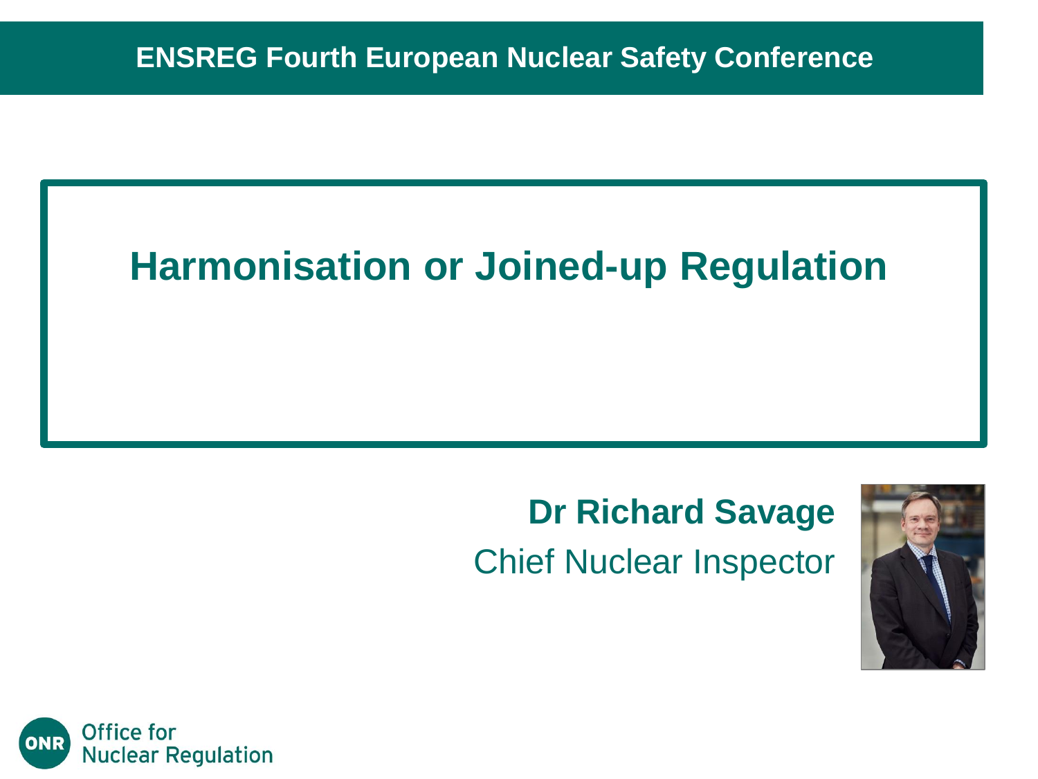ENSREG Fourth European Nuclear Safety Conference

# Harmonisation or Joined-up Regulation

**Dr Richard Savage**

Chief Nuclear Inspector

Office for Nuclear Regulation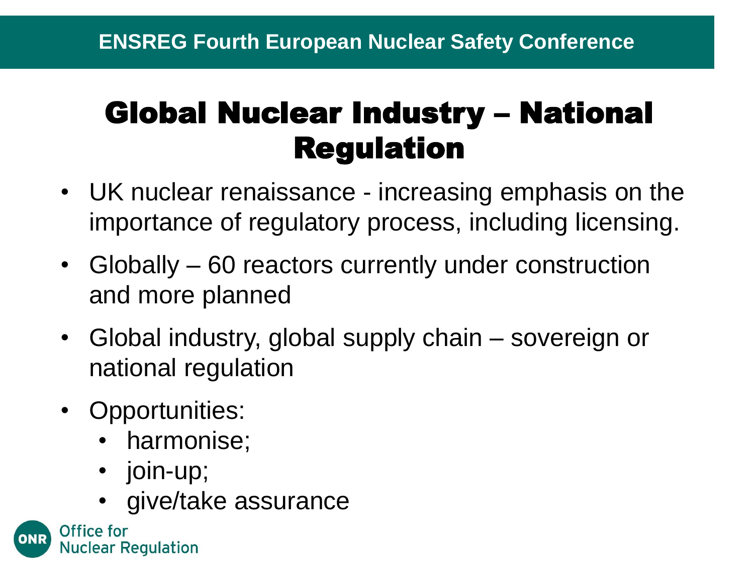# Global Nuclear Industry – National Regulation

- UK nuclear renaissance - increasing emphasis on the importance of regulatory process, including licensing.
- Globally – 60 reactors currently under construction and more planned
- Global industry, global supply chain – sovereign or national regulation
- Opportunities:
  - harmonise;
  - join-up;
  - give/take assurance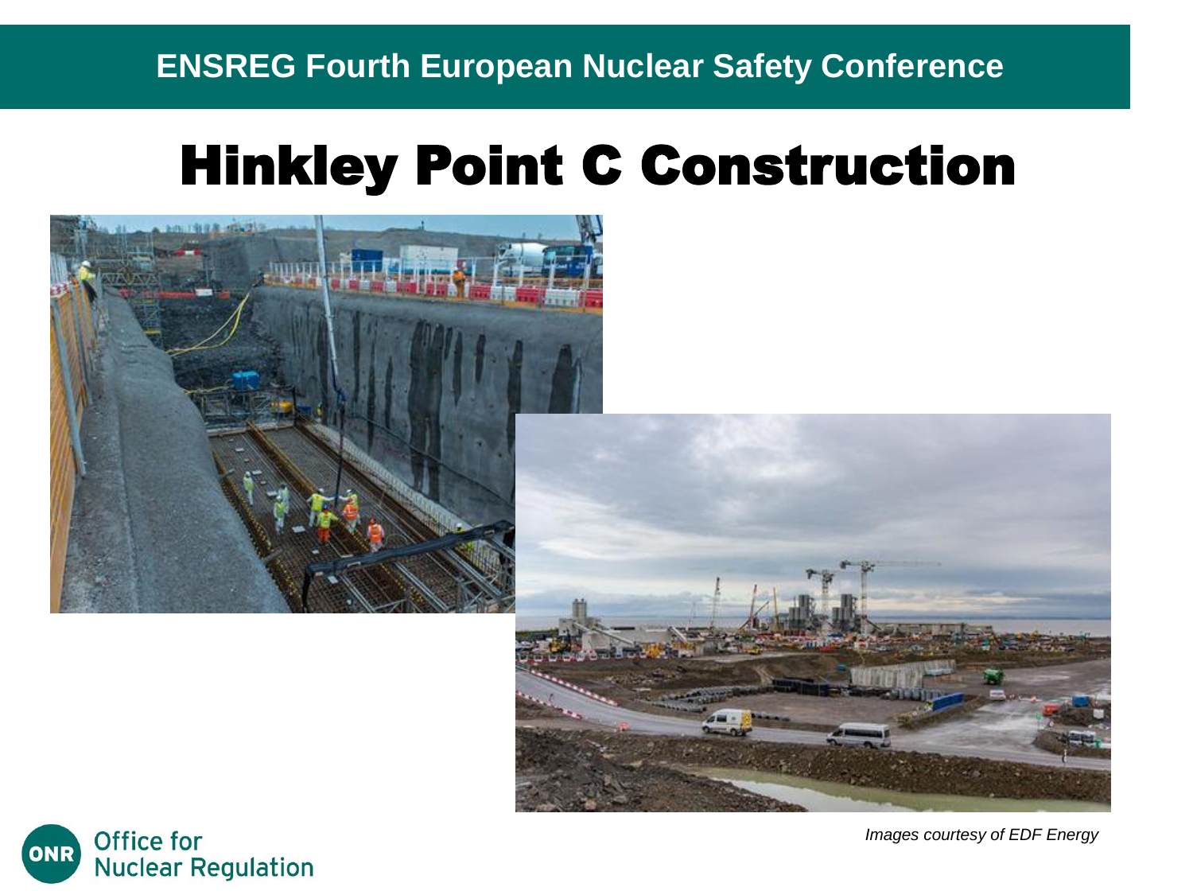# Hinkley Point C Construction

*Images courtesy of EDF Energy*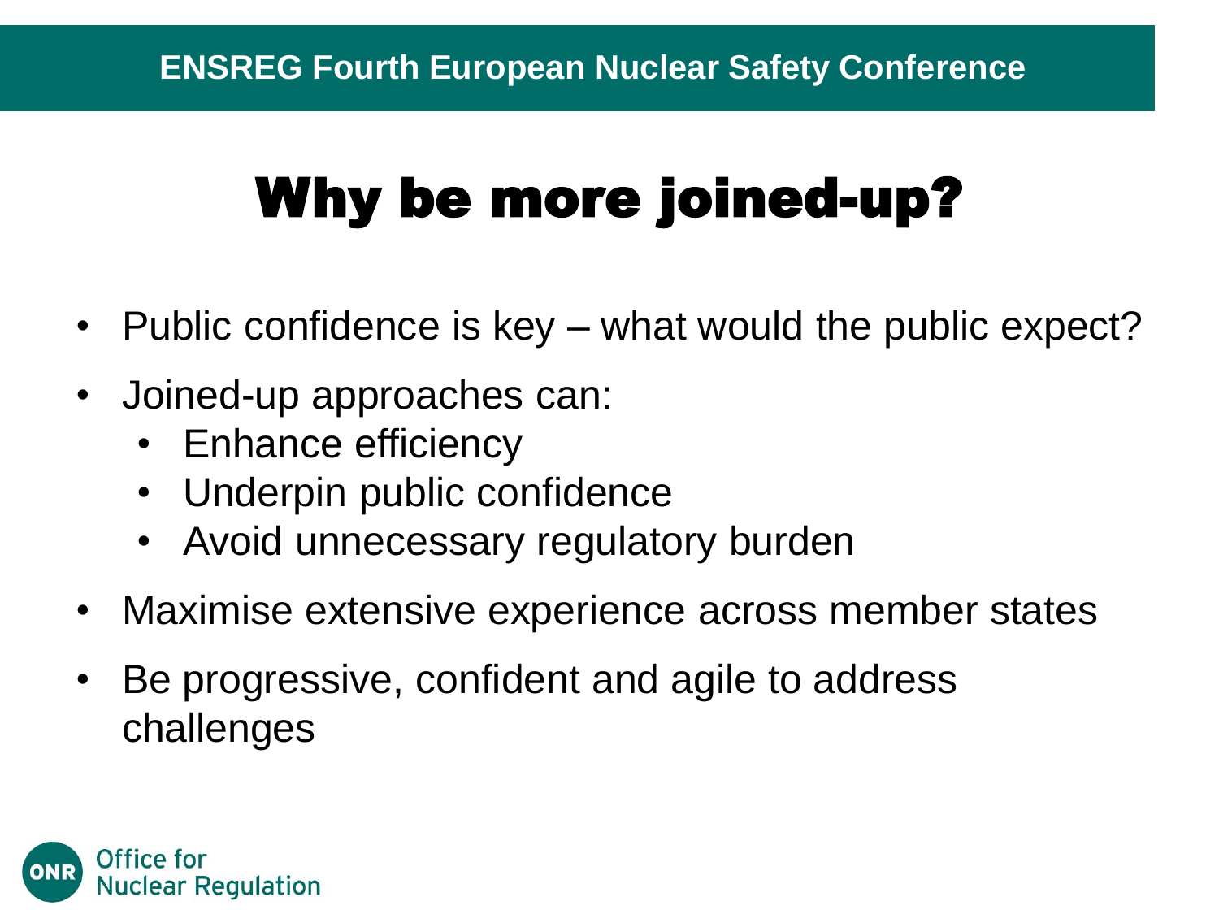# Why be more joined-up?

- Public confidence is key – what would the public expect?
- Joined-up approaches can:
  - Enhance efficiency
  - Underpin public confidence
  - Avoid unnecessary regulatory burden
- Maximise extensive experience across member states
- Be progressive, confident and agile to address challenges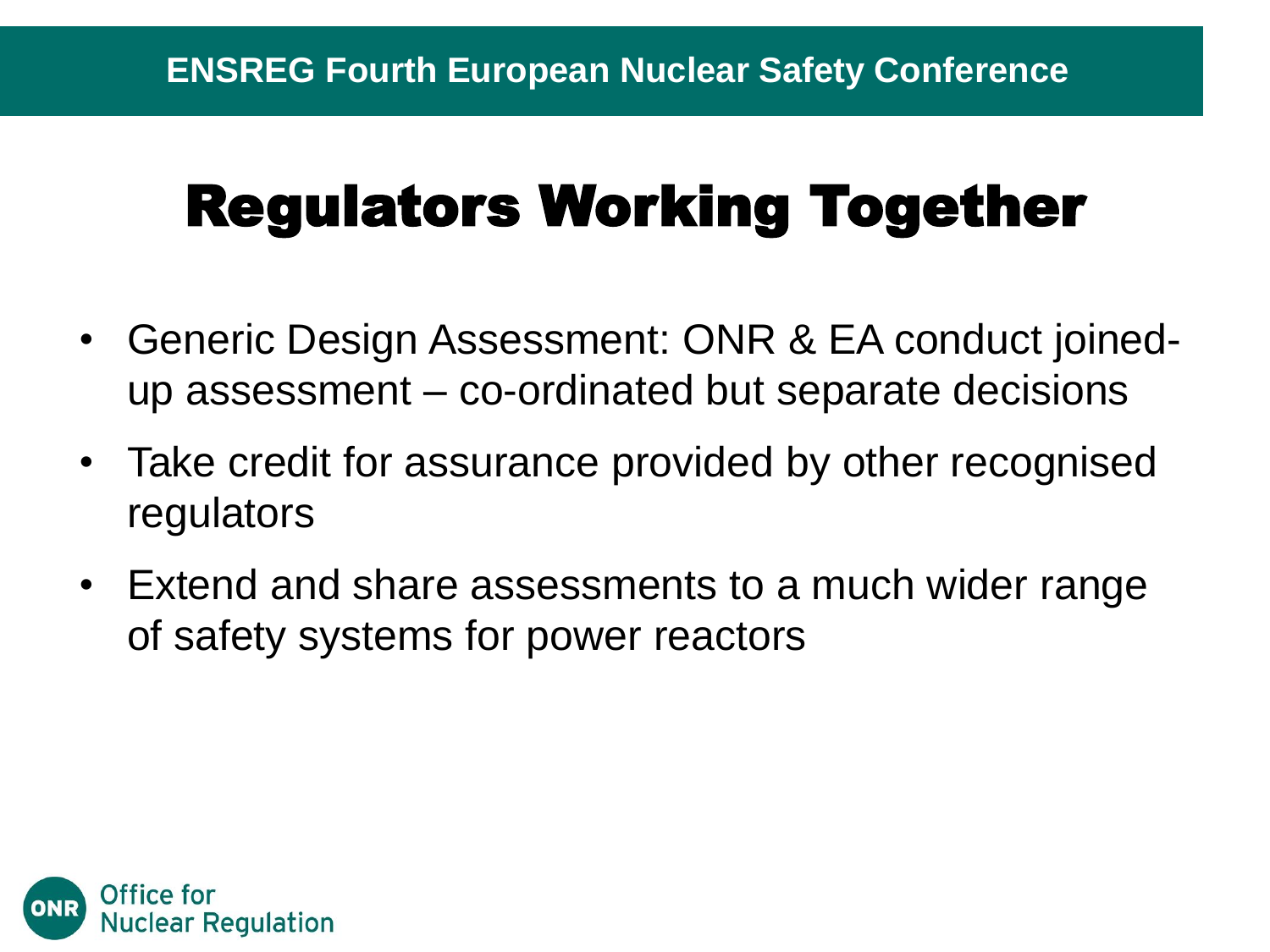# Regulators Working Together

- Generic Design Assessment: ONR & EA conduct joined-up assessment – co-ordinated but separate decisions
- Take credit for assurance provided by other recognised regulators
- Extend and share assessments to a much wider range of safety systems for power reactors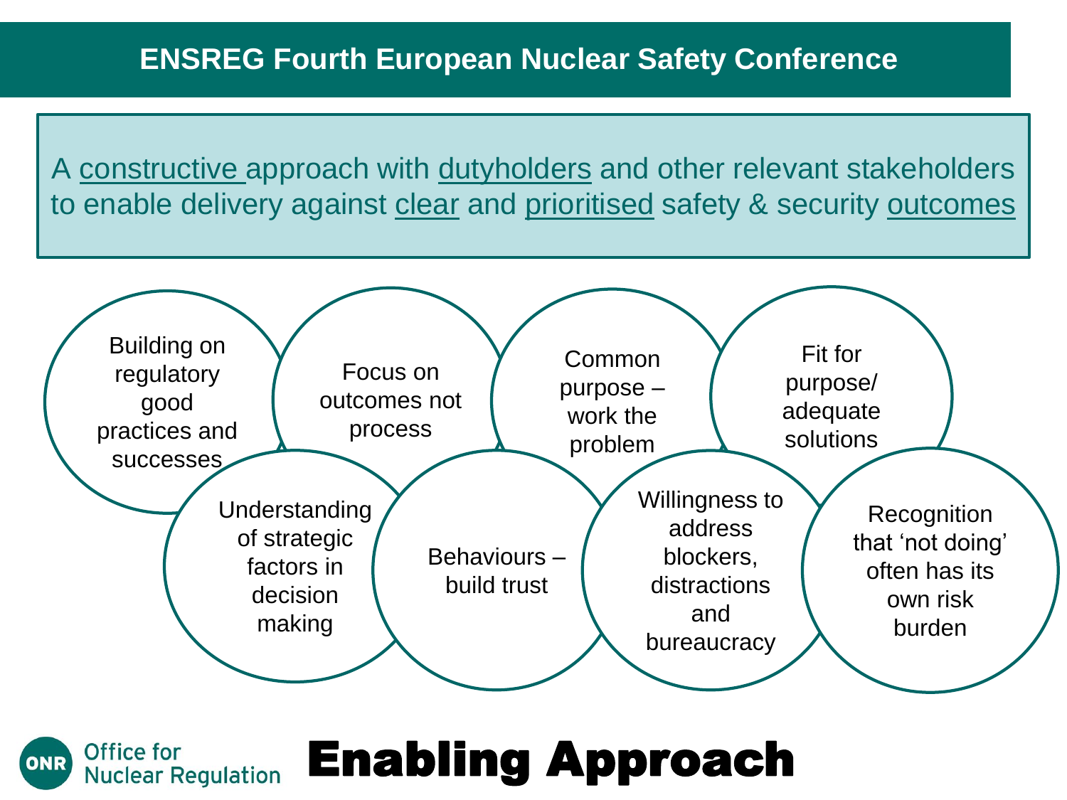# ENSREG Fourth European Nuclear Safety Conference

A constructive approach with dutyholders and other relevant stakeholders to enable delivery against clear and prioritised safety & security outcomes

- Building on regulatory good practices and successes
- Focus on outcomes not process
- Common purpose – work the problem
- Fit for purpose/ adequate solutions
- Understanding of strategic factors in decision making
- Behaviours – build trust
- Willingness to address blockers, distractions and bureaucracy
- Recognition that ‘not doing’ often has its own risk burden

ONR Office for Nuclear Regulation

## Enabling Approach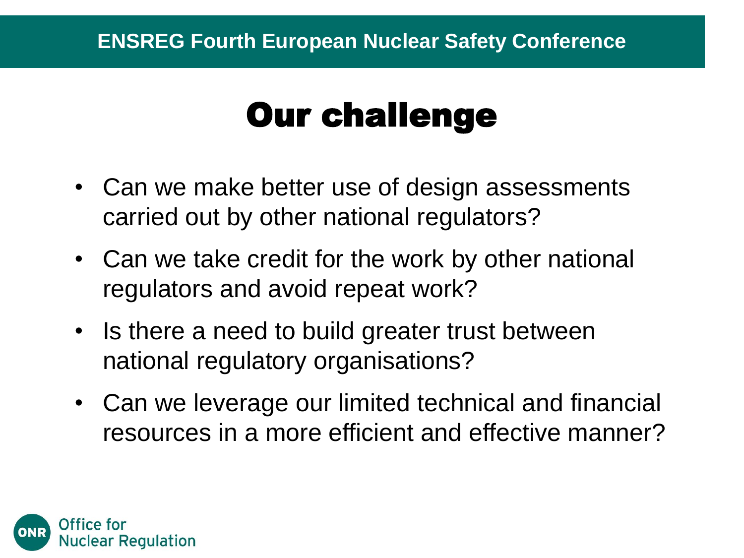# Our challenge

- Can we make better use of design assessments carried out by other national regulators?
- Can we take credit for the work by other national regulators and avoid repeat work?
- Is there a need to build greater trust between national regulatory organisations?
- Can we leverage our limited technical and financial resources in a more efficient and effective manner?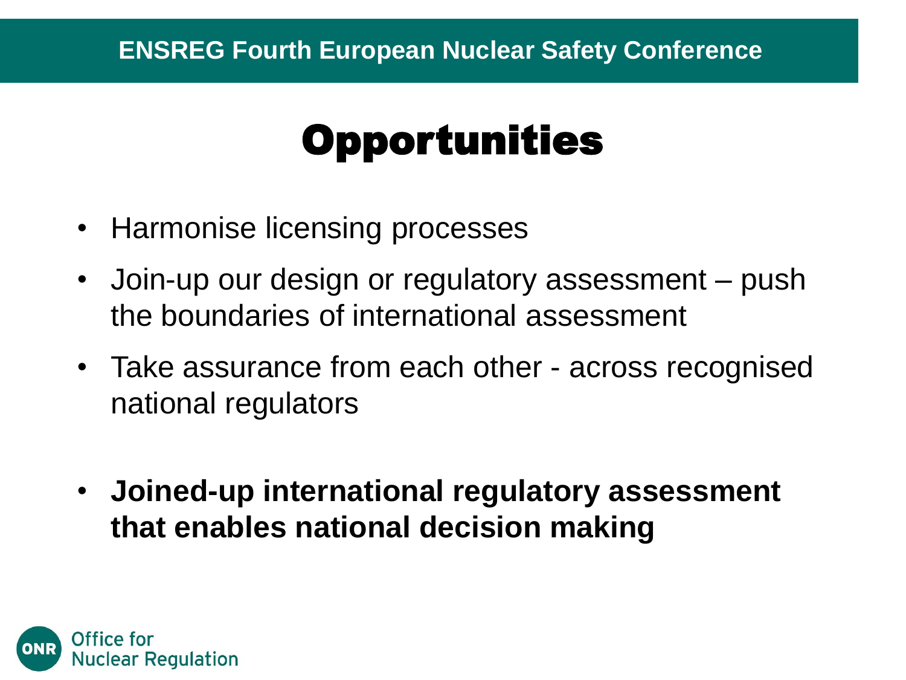# Opportunities

- Harmonise licensing processes
- Join-up our design or regulatory assessment – push the boundaries of international assessment
- Take assurance from each other - across recognised national regulators

- **Joined-up international regulatory assessment that enables national decision making**